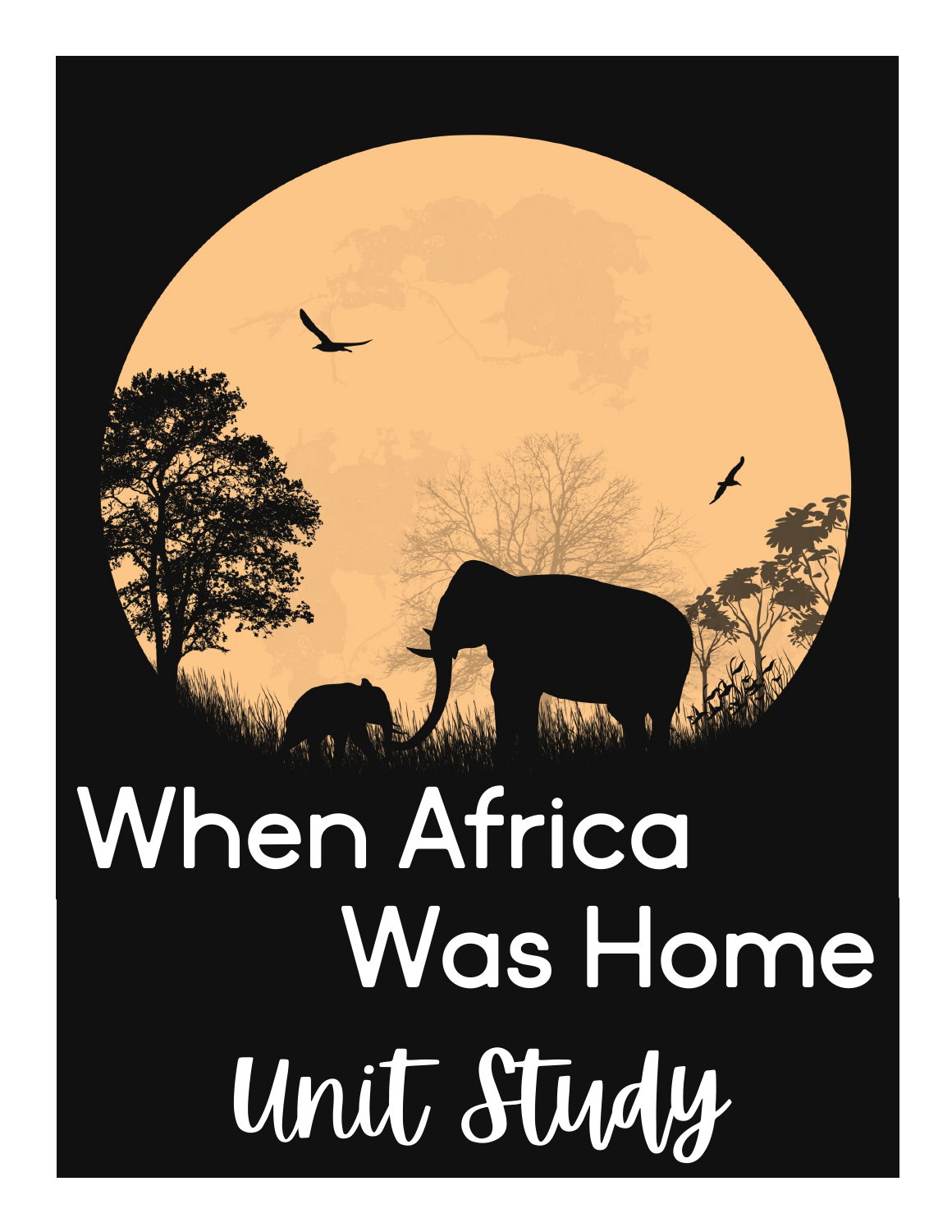# When Africa Was Home

## Unit Study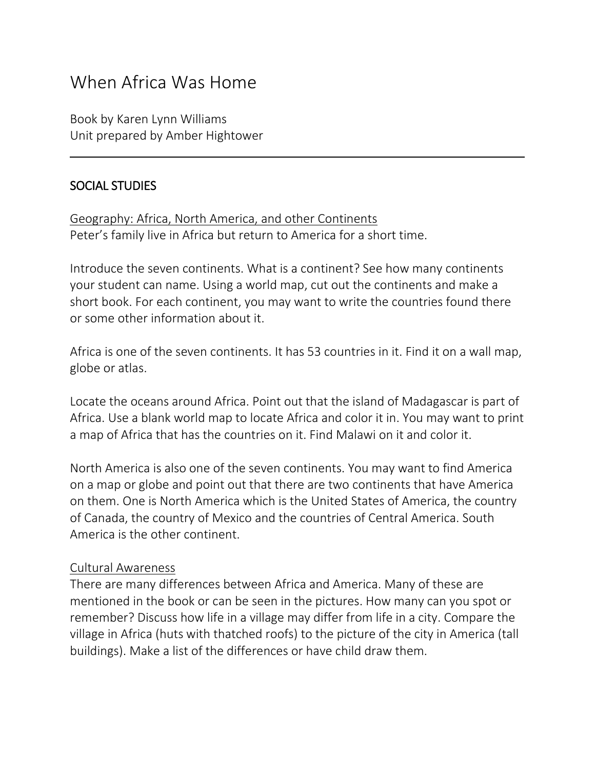# When Africa Was Home

Book by Karen Lynn Williams
Unit prepared by Amber Hightower

---

## SOCIAL STUDIES

### Geography: Africa, North America, and other Continents

Peter's family live in Africa but return to America for a short time.

Introduce the seven continents. What is a continent? See how many continents your student can name. Using a world map, cut out the continents and make a short book. For each continent, you may want to write the countries found there or some other information about it.

Africa is one of the seven continents. It has 53 countries in it. Find it on a wall map, globe or atlas.

Locate the oceans around Africa. Point out that the island of Madagascar is part of Africa. Use a blank world map to locate Africa and color it in. You may want to print a map of Africa that has the countries on it. Find Malawi on it and color it.

North America is also one of the seven continents. You may want to find America on a map or globe and point out that there are two continents that have America on them. One is North America which is the United States of America, the country of Canada, the country of Mexico and the countries of Central America. South America is the other continent.

### Cultural Awareness

There are many differences between Africa and America. Many of these are mentioned in the book or can be seen in the pictures. How many can you spot or remember? Discuss how life in a village may differ from life in a city. Compare the village in Africa (huts with thatched roofs) to the picture of the city in America (tall buildings). Make a list of the differences or have child draw them.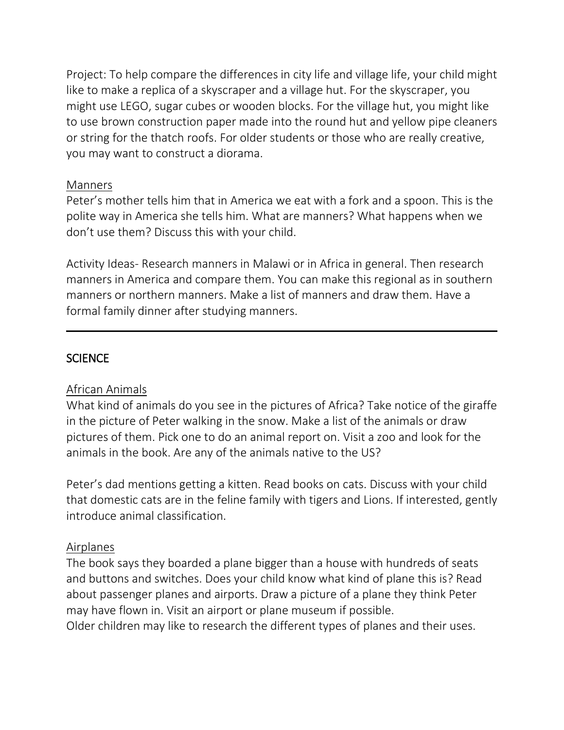Project: To help compare the differences in city life and village life, your child might like to make a replica of a skyscraper and a village hut. For the skyscraper, you might use LEGO, sugar cubes or wooden blocks. For the village hut, you might like to use brown construction paper made into the round hut and yellow pipe cleaners or string for the thatch roofs. For older students or those who are really creative, you may want to construct a diorama.

### Manners

Peter's mother tells him that in America we eat with a fork and a spoon. This is the polite way in America she tells him. What are manners? What happens when we don't use them? Discuss this with your child.

Activity Ideas- Research manners in Malawi or in Africa in general. Then research manners in America and compare them. You can make this regional as in southern manners or northern manners. Make a list of manners and draw them. Have a formal family dinner after studying manners.

---

## SCIENCE

### African Animals

What kind of animals do you see in the pictures of Africa? Take notice of the giraffe in the picture of Peter walking in the snow. Make a list of the animals or draw pictures of them. Pick one to do an animal report on. Visit a zoo and look for the animals in the book. Are any of the animals native to the US?

Peter's dad mentions getting a kitten. Read books on cats. Discuss with your child that domestic cats are in the feline family with tigers and Lions. If interested, gently introduce animal classification.

### Airplanes

The book says they boarded a plane bigger than a house with hundreds of seats and buttons and switches. Does your child know what kind of plane this is? Read about passenger planes and airports. Draw a picture of a plane they think Peter may have flown in. Visit an airport or plane museum if possible.
Older children may like to research the different types of planes and their uses.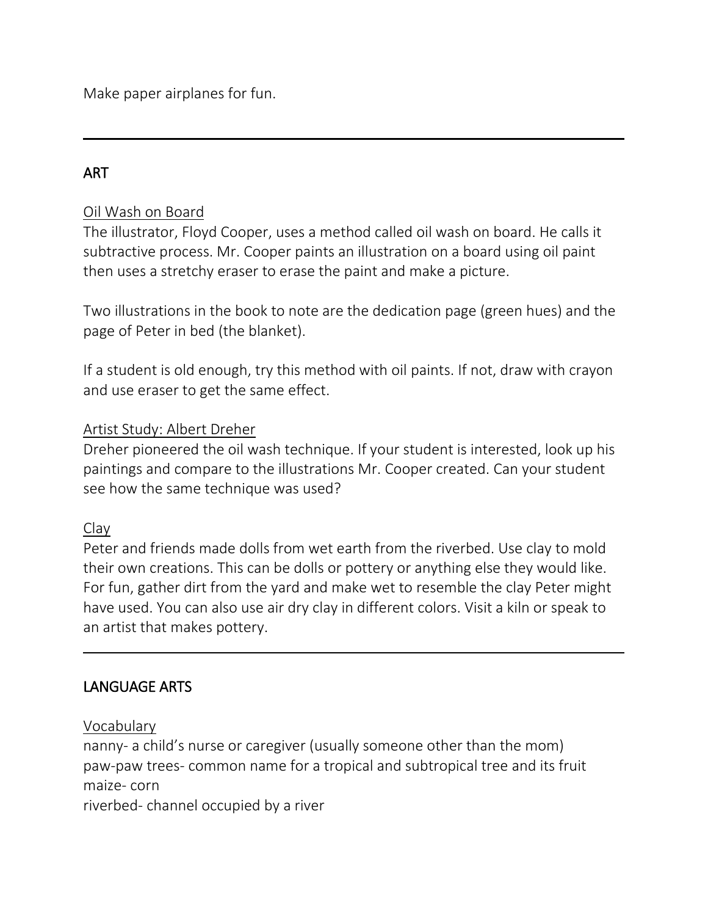Make paper airplanes for fun.

---

## ART

Oil Wash on Board

The illustrator, Floyd Cooper, uses a method called oil wash on board. He calls it subtractive process. Mr. Cooper paints an illustration on a board using oil paint then uses a stretchy eraser to erase the paint and make a picture.

Two illustrations in the book to note are the dedication page (green hues) and the page of Peter in bed (the blanket).

If a student is old enough, try this method with oil paints. If not, draw with crayon and use eraser to get the same effect.

Artist Study: Albert Dreher

Dreher pioneered the oil wash technique. If your student is interested, look up his paintings and compare to the illustrations Mr. Cooper created. Can your student see how the same technique was used?

Clay

Peter and friends made dolls from wet earth from the riverbed. Use clay to mold their own creations. This can be dolls or pottery or anything else they would like. For fun, gather dirt from the yard and make wet to resemble the clay Peter might have used. You can also use air dry clay in different colors. Visit a kiln or speak to an artist that makes pottery.

---

## LANGUAGE ARTS

Vocabulary

nanny- a child's nurse or caregiver (usually someone other than the mom)
paw-paw trees- common name for a tropical and subtropical tree and its fruit
maize- corn
riverbed- channel occupied by a river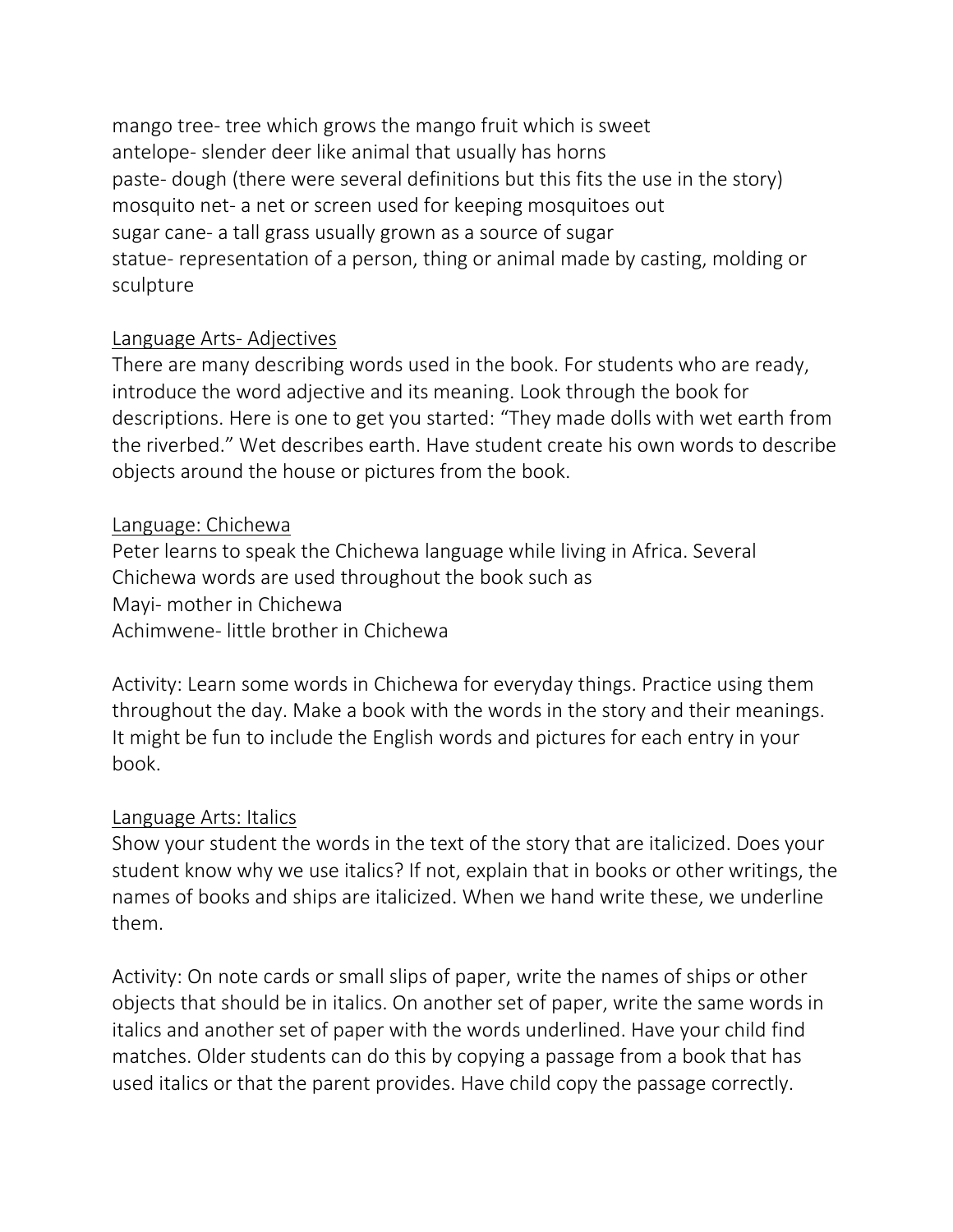mango tree- tree which grows the mango fruit which is sweet
antelope- slender deer like animal that usually has horns
paste- dough (there were several definitions but this fits the use in the story)
mosquito net- a net or screen used for keeping mosquitoes out
sugar cane- a tall grass usually grown as a source of sugar
statue- representation of a person, thing or animal made by casting, molding or sculpture

<u>Language Arts- Adjectives</u>

There are many describing words used in the book. For students who are ready, introduce the word adjective and its meaning. Look through the book for descriptions. Here is one to get you started: "They made dolls with wet earth from the riverbed." Wet describes earth. Have student create his own words to describe objects around the house or pictures from the book.

<u>Language: Chichewa</u>

Peter learns to speak the Chichewa language while living in Africa. Several Chichewa words are used throughout the book such as
Mayi- mother in Chichewa
Achimwene- little brother in Chichewa

Activity: Learn some words in Chichewa for everyday things. Practice using them throughout the day. Make a book with the words in the story and their meanings. It might be fun to include the English words and pictures for each entry in your book.

<u>Language Arts: Italics</u>

Show your student the words in the text of the story that are italicized. Does your student know why we use italics? If not, explain that in books or other writings, the names of books and ships are italicized. When we hand write these, we underline them.

Activity: On note cards or small slips of paper, write the names of ships or other objects that should be in italics. On another set of paper, write the same words in italics and another set of paper with the words underlined. Have your child find matches. Older students can do this by copying a passage from a book that has used italics or that the parent provides. Have child copy the passage correctly.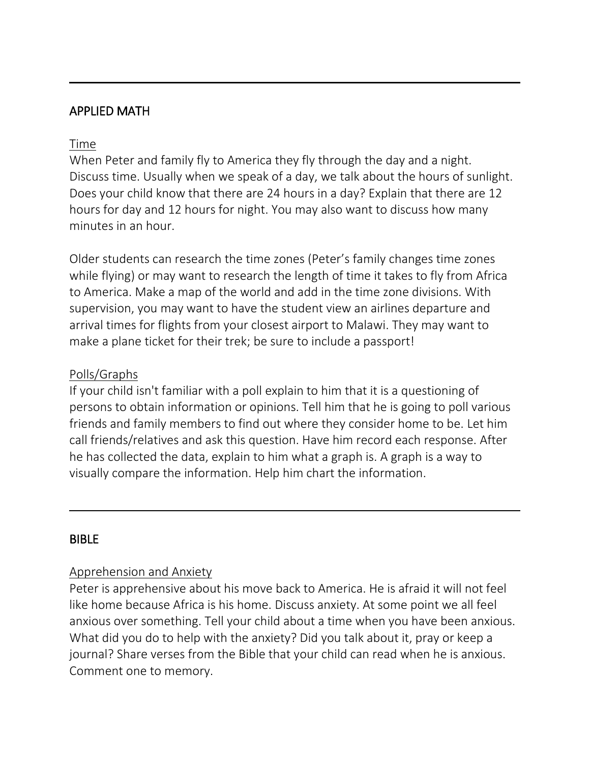## APPLIED MATH

### Time

When Peter and family fly to America they fly through the day and a night. Discuss time. Usually when we speak of a day, we talk about the hours of sunlight. Does your child know that there are 24 hours in a day? Explain that there are 12 hours for day and 12 hours for night. You may also want to discuss how many minutes in an hour.

Older students can research the time zones (Peter's family changes time zones while flying) or may want to research the length of time it takes to fly from Africa to America. Make a map of the world and add in the time zone divisions. With supervision, you may want to have the student view an airlines departure and arrival times for flights from your closest airport to Malawi. They may want to make a plane ticket for their trek; be sure to include a passport!

### Polls/Graphs

If your child isn't familiar with a poll explain to him that it is a questioning of persons to obtain information or opinions. Tell him that he is going to poll various friends and family members to find out where they consider home to be. Let him call friends/relatives and ask this question. Have him record each response. After he has collected the data, explain to him what a graph is. A graph is a way to visually compare the information. Help him chart the information.

---

## BIBLE

### Apprehension and Anxiety

Peter is apprehensive about his move back to America. He is afraid it will not feel like home because Africa is his home. Discuss anxiety. At some point we all feel anxious over something. Tell your child about a time when you have been anxious. What did you do to help with the anxiety? Did you talk about it, pray or keep a journal? Share verses from the Bible that your child can read when he is anxious. Comment one to memory.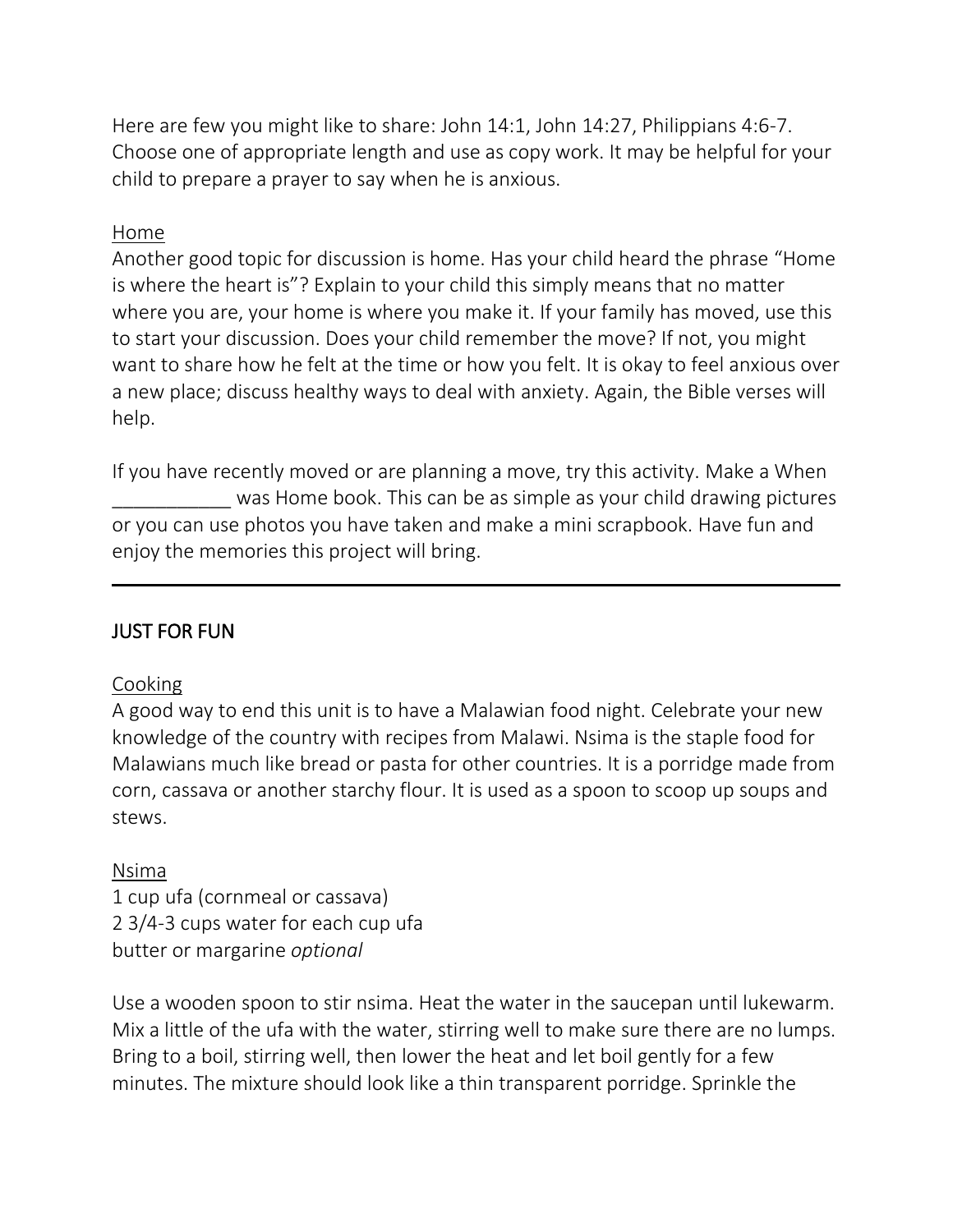Here are few you might like to share: John 14:1, John 14:27, Philippians 4:6-7. Choose one of appropriate length and use as copy work. It may be helpful for your child to prepare a prayer to say when he is anxious.

Home

Another good topic for discussion is home. Has your child heard the phrase "Home is where the heart is"? Explain to your child this simply means that no matter where you are, your home is where you make it. If your family has moved, use this to start your discussion. Does your child remember the move? If not, you might want to share how he felt at the time or how you felt. It is okay to feel anxious over a new place; discuss healthy ways to deal with anxiety. Again, the Bible verses will help.

If you have recently moved or are planning a move, try this activity. Make a When ___________ was Home book. This can be as simple as your child drawing pictures or you can use photos you have taken and make a mini scrapbook. Have fun and enjoy the memories this project will bring.

---

## JUST FOR FUN

Cooking

A good way to end this unit is to have a Malawian food night. Celebrate your new knowledge of the country with recipes from Malawi. Nsima is the staple food for Malawians much like bread or pasta for other countries. It is a porridge made from corn, cassava or another starchy flour. It is used as a spoon to scoop up soups and stews.

Nsima

1 cup ufa (cornmeal or cassava)
2 3/4-3 cups water for each cup ufa
butter or margarine *optional*

Use a wooden spoon to stir nsima. Heat the water in the saucepan until lukewarm. Mix a little of the ufa with the water, stirring well to make sure there are no lumps. Bring to a boil, stirring well, then lower the heat and let boil gently for a few minutes. The mixture should look like a thin transparent porridge. Sprinkle the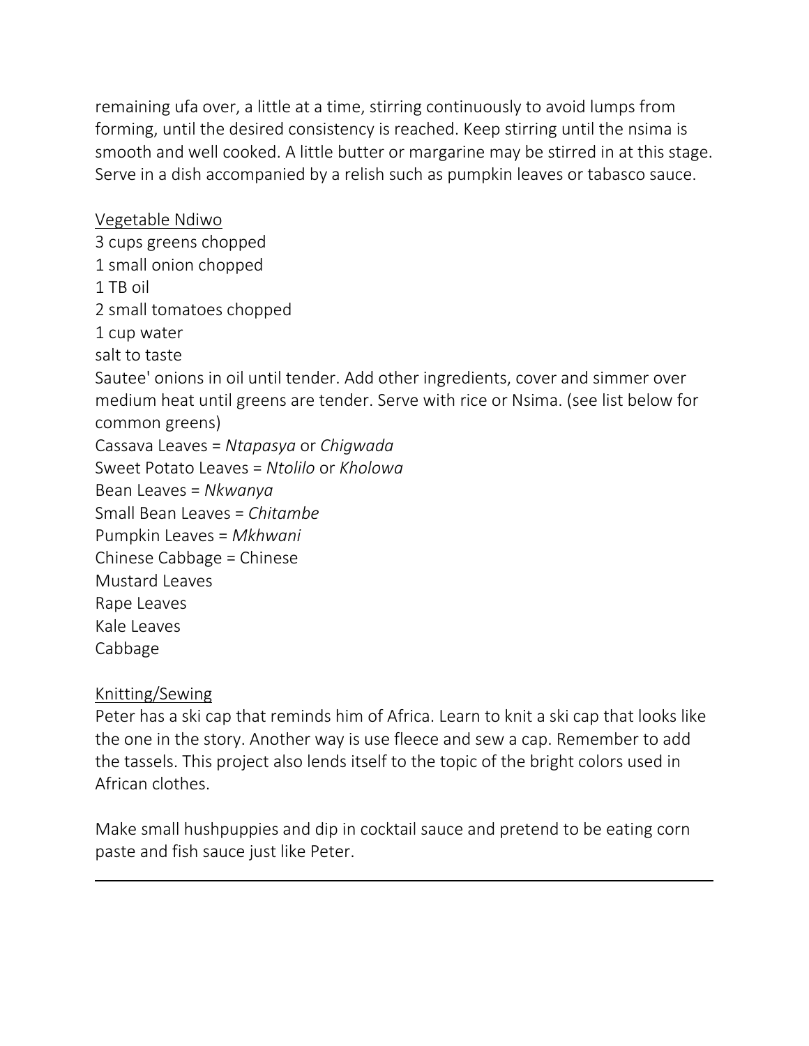remaining ufa over, a little at a time, stirring continuously to avoid lumps from forming, until the desired consistency is reached. Keep stirring until the nsima is smooth and well cooked. A little butter or margarine may be stirred in at this stage. Serve in a dish accompanied by a relish such as pumpkin leaves or tabasco sauce.

<u>Vegetable Ndiwo</u>

3 cups greens chopped  
1 small onion chopped  
1 TB oil  
2 small tomatoes chopped  
1 cup water  
salt to taste  
Sautee' onions in oil until tender. Add other ingredients, cover and simmer over medium heat until greens are tender. Serve with rice or Nsima. (see list below for common greens)  
Cassava Leaves = *Ntapasya* or *Chigwada*  
Sweet Potato Leaves = *Ntolilo* or *Kholowa*  
Bean Leaves = *Nkwanya*  
Small Bean Leaves = *Chitambe*  
Pumpkin Leaves = *Mkhwani*  
Chinese Cabbage = Chinese  
Mustard Leaves  
Rape Leaves  
Kale Leaves  
Cabbage

<u>Knitting/Sewing</u>

Peter has a ski cap that reminds him of Africa. Learn to knit a ski cap that looks like the one in the story. Another way is use fleece and sew a cap. Remember to add the tassels. This project also lends itself to the topic of the bright colors used in African clothes.

Make small hushpuppies and dip in cocktail sauce and pretend to be eating corn paste and fish sauce just like Peter.

---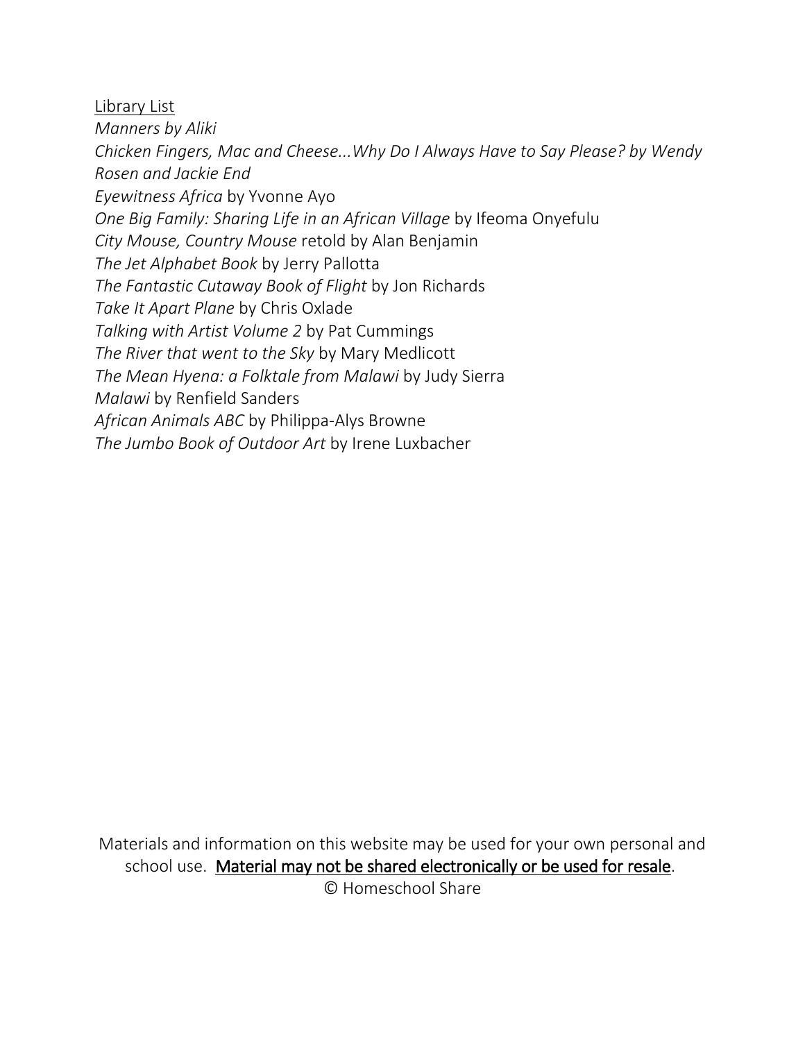<u>Library List</u>

*Manners by Aliki*

*Chicken Fingers, Mac and Cheese...Why Do I Always Have to Say Please? by Wendy Rosen and Jackie End*

*Eyewitness Africa* by Yvonne Ayo

*One Big Family: Sharing Life in an African Village* by Ifeoma Onyefulu

*City Mouse, Country Mouse* retold by Alan Benjamin

*The Jet Alphabet Book* by Jerry Pallotta

*The Fantastic Cutaway Book of Flight* by Jon Richards

*Take It Apart Plane* by Chris Oxlade

*Talking with Artist Volume 2* by Pat Cummings

*The River that went to the Sky* by Mary Medlicott

*The Mean Hyena: a Folktale from Malawi* by Judy Sierra

*Malawi* by Renfield Sanders

*African Animals ABC* by Philippa-Alys Browne

*The Jumbo Book of Outdoor Art* by Irene Luxbacher

Materials and information on this website may be used for your own personal and school use. <u>Material may not be shared electronically or be used for resale</u>.
© Homeschool Share